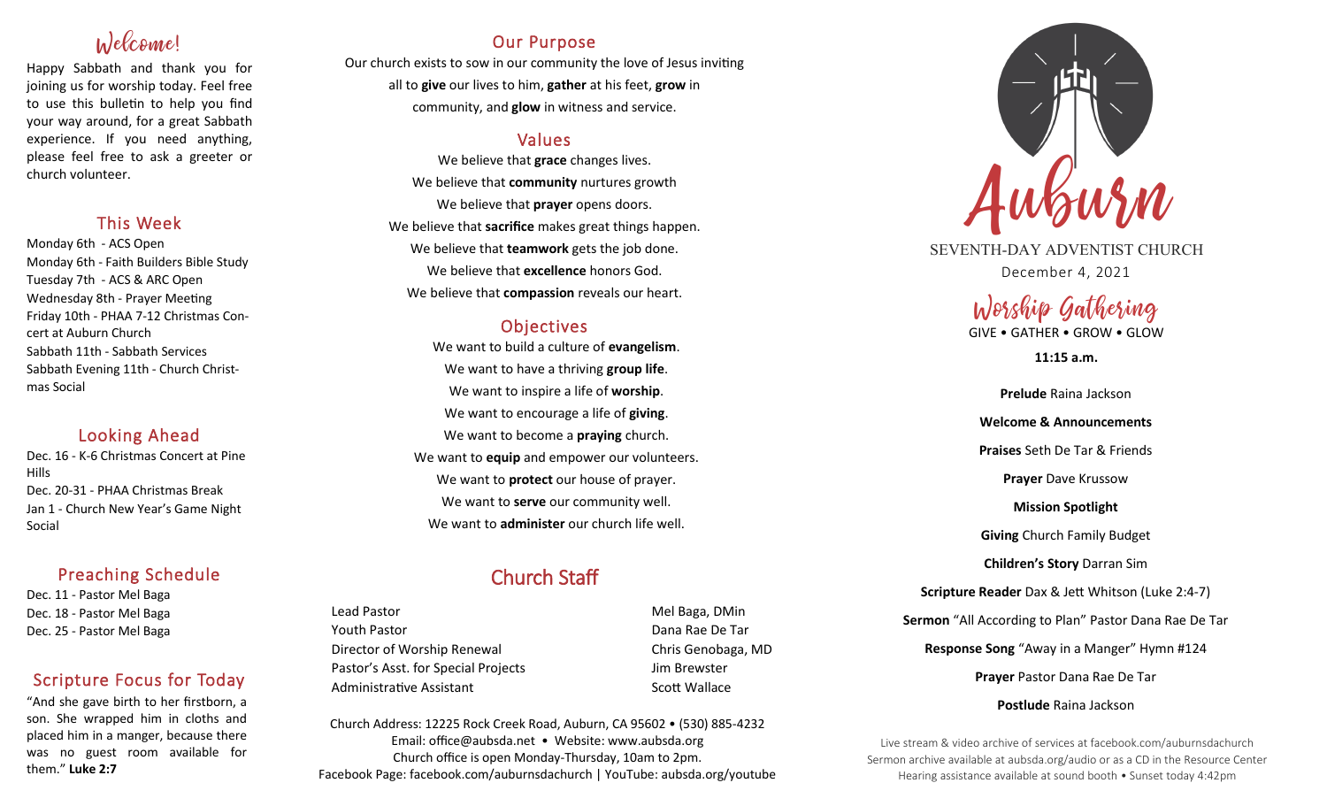## Welcome!

Happy Sabbath and thank you for joining us for worship today. Feel free to use this bulletin to help you find your way around, for a great Sabbath experience. If you need anything, please feel free to ask a greeter or church volunteer.

## This Week

Monday 6th - ACS Open
Monday 6th - Faith Builders Bible Study
Tuesday 7th - ACS & ARC Open
Wednesday 8th - Prayer Meeting
Friday 10th - PHAA 7-12 Christmas Concert at Auburn Church
Sabbath 11th - Sabbath Services
Sabbath Evening 11th - Church Christmas Social

## Looking Ahead

Dec. 16 - K-6 Christmas Concert at Pine Hills
Dec. 20-31 - PHAA Christmas Break
Jan 1 - Church New Year's Game Night Social

## Preaching Schedule

Dec. 11 - Pastor Mel Baga
Dec. 18 - Pastor Mel Baga
Dec. 25 - Pastor Mel Baga

## Scripture Focus for Today

"And she gave birth to her firstborn, a son. She wrapped him in cloths and placed him in a manger, because there was no guest room available for them." **Luke 2:7**

## Our Purpose

Our church exists to sow in our community the love of Jesus inviting all to **give** our lives to him, **gather** at his feet, **grow** in community, and **glow** in witness and service.

## Values

We believe that **grace** changes lives.
We believe that **community** nurtures growth
We believe that **prayer** opens doors.
We believe that **sacrifice** makes great things happen.
We believe that **teamwork** gets the job done.
We believe that **excellence** honors God.
We believe that **compassion** reveals our heart.

## Objectives

We want to build a culture of **evangelism**.
We want to have a thriving **group life**.
We want to inspire a life of **worship**.
We want to encourage a life of **giving**.
We want to become a **praying** church.
We want to **equip** and empower our volunteers.
We want to **protect** our house of prayer.
We want to **serve** our community well.
We want to **administer** our church life well.

## Church Staff

| | |
|---|---|
| Lead Pastor | Mel Baga, DMin |
| Youth Pastor | Dana Rae De Tar |
| Director of Worship Renewal | Chris Genobaga, MD |
| Pastor's Asst. for Special Projects | Jim Brewster |
| Administrative Assistant | Scott Wallace |

Church Address: 12225 Rock Creek Road, Auburn, CA 95602 • (530) 885-4232
Email: office@aubsda.net • Website: www.aubsda.org
Church office is open Monday-Thursday, 10am to 2pm.
Facebook Page: facebook.com/auburnsdachurch | YouTube: aubsda.org/youtube

# Auburn

SEVENTH-DAY ADVENTIST CHURCH
December 4, 2021

## Worship Gathering

GIVE • GATHER • GROW • GLOW

**11:15 a.m.**

**Prelude** Raina Jackson

**Welcome & Announcements**

**Praises** Seth De Tar & Friends

**Prayer** Dave Krussow

**Mission Spotlight**

**Giving** Church Family Budget

**Children's Story** Darran Sim

**Scripture Reader** Dax & Jett Whitson (Luke 2:4-7)

**Sermon** "All According to Plan" Pastor Dana Rae De Tar

**Response Song** "Away in a Manger" Hymn #124

**Prayer** Pastor Dana Rae De Tar

**Postlude** Raina Jackson

Live stream & video archive of services at facebook.com/auburnsdachurch
Sermon archive available at aubsda.org/audio or as a CD in the Resource Center
Hearing assistance available at sound booth • Sunset today 4:42pm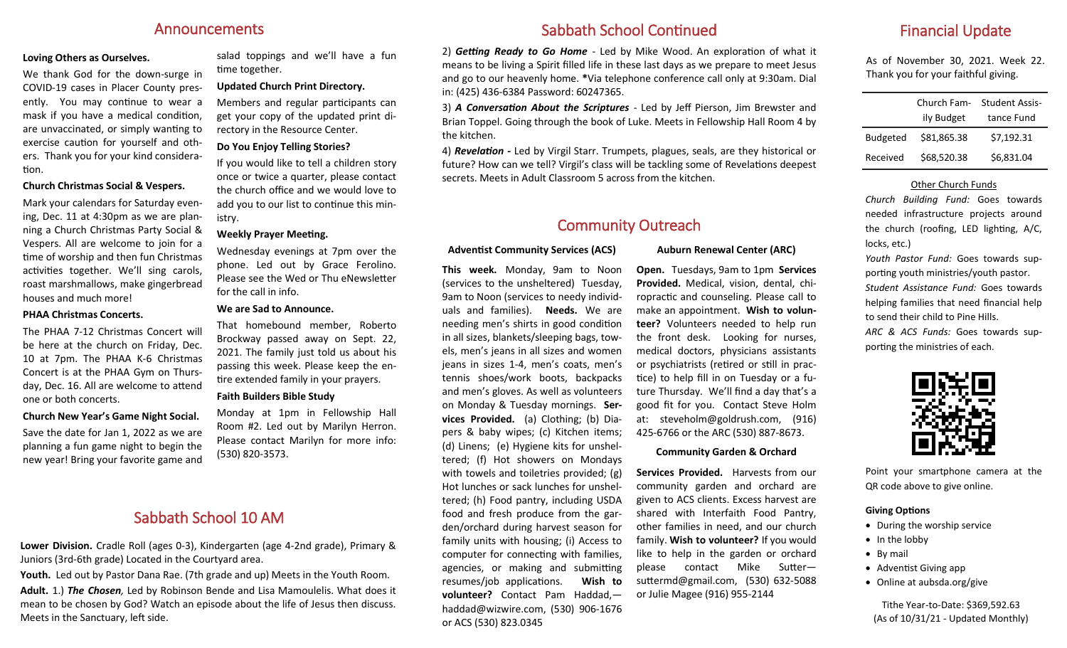## Announcements

**Loving Others as Ourselves.**

We thank God for the down-surge in COVID-19 cases in Placer County presently. You may continue to wear a mask if you have a medical condition, are unvaccinated, or simply wanting to exercise caution for yourself and others. Thank you for your kind consideration.

**Church Christmas Social & Vespers.**

Mark your calendars for Saturday evening, Dec. 11 at 4:30pm as we are planning a Church Christmas Party Social & Vespers. All are welcome to join for a time of worship and then fun Christmas activities together. We'll sing carols, roast marshmallows, make gingerbread houses and much more!

**PHAA Christmas Concerts.**

The PHAA 7-12 Christmas Concert will be here at the church on Friday, Dec. 10 at 7pm. The PHAA K-6 Christmas Concert is at the PHAA Gym on Thursday, Dec. 16. All are welcome to attend one or both concerts.

**Church New Year's Game Night Social.**

Save the date for Jan 1, 2022 as we are planning a fun game night to begin the new year! Bring your favorite game and salad toppings and we'll have a fun time together.

**Updated Church Print Directory.**

Members and regular participants can get your copy of the updated print directory in the Resource Center.

**Do You Enjoy Telling Stories?**

If you would like to tell a children story once or twice a quarter, please contact the church office and we would love to add you to our list to continue this ministry.

**Weekly Prayer Meeting.**

Wednesday evenings at 7pm over the phone. Led out by Grace Ferolino. Please see the Wed or Thu eNewsletter for the call in info.

**We are Sad to Announce.**

That homebound member, Roberto Brockway passed away on Sept. 22, 2021. The family just told us about his passing this week. Please keep the entire extended family in your prayers.

**Faith Builders Bible Study**

Monday at 1pm in Fellowship Hall Room #2. Led out by Marilyn Herron. Please contact Marilyn for more info: (530) 820-3573.

## Sabbath School 10 AM

**Lower Division.** Cradle Roll (ages 0-3), Kindergarten (age 4-2nd grade), Primary & Juniors (3rd-6th grade) Located in the Courtyard area.

**Youth.** Led out by Pastor Dana Rae. (7th grade and up) Meets in the Youth Room.

**Adult.** 1.) ***The Chosen***, Led by Robinson Bende and Lisa Mamoulelis. What does it mean to be chosen by God? Watch an episode about the life of Jesus then discuss. Meets in the Sanctuary, left side.

## Sabbath School Continued

2) ***Getting Ready to Go Home*** - Led by Mike Wood. An exploration of what it means to be living a Spirit filled life in these last days as we prepare to meet Jesus and go to our heavenly home. *Via telephone conference call only at 9:30am. Dial in: (425) 436-6384 Password: 60247365.

3) ***A Conversation About the Scriptures*** - Led by Jeff Pierson, Jim Brewster and Brian Toppel. Going through the book of Luke. Meets in Fellowship Hall Room 4 by the kitchen.

4) ***Revelation -*** Led by Virgil Starr. Trumpets, plagues, seals, are they historical or future? How can we tell? Virgil's class will be tackling some of Revelations deepest secrets. Meets in Adult Classroom 5 across from the kitchen.

## Community Outreach

**Adventist Community Services (ACS)**

**This week.** Monday, 9am to Noon (services to the unsheltered) Tuesday, 9am to Noon (services to needy individuals and families). **Needs.** We are needing men's shirts in good condition in all sizes, blankets/sleeping bags, towels, men's jeans in all sizes and women jeans in sizes 1-4, men's coats, men's tennis shoes/work boots, backpacks and men's gloves. As well as volunteers on Monday & Tuesday mornings. **Services Provided.** (a) Clothing; (b) Diapers & baby wipes; (c) Kitchen items; (d) Linens; (e) Hygiene kits for unsheltered; (f) Hot showers on Mondays with towels and toiletries provided; (g) Hot lunches or sack lunches for unsheltered; (h) Food pantry, including USDA food and fresh produce from the garden/orchard during harvest season for family units with housing; (i) Access to computer for connecting with families, agencies, or making and submitting resumes/job applications. **Wish to volunteer?** Contact Pam Haddad,—haddad@wizwire.com, (530) 906-1676 or ACS (530) 823.0345

**Auburn Renewal Center (ARC)**

**Open.** Tuesdays, 9am to 1pm **Services Provided.** Medical, vision, dental, chiropractic and counseling. Please call to make an appointment. **Wish to volunteer?** Volunteers needed to help run the front desk. Looking for nurses, medical doctors, physicians assistants or psychiatrists (retired or still in practice) to help fill in on Tuesday or a future Thursday. We'll find a day that's a good fit for you. Contact Steve Holm at: steveholm@goldrush.com, (916) 425-6766 or the ARC (530) 887-8673.

**Community Garden & Orchard**

**Services Provided.** Harvests from our community garden and orchard are given to ACS clients. Excess harvest are shared with Interfaith Food Pantry, other families in need, and our church family. **Wish to volunteer?** If you would like to help in the garden or orchard please contact Mike Sutter—suttermd@gmail.com, (530) 632-5088 or Julie Magee (916) 955-2144

## Financial Update

As of November 30, 2021. Week 22. Thank you for your faithful giving.

| | Church Family Budget | Student Assistance Fund |
|---|---|---|
| Budgeted | $81,865.38 | $7,192.31 |
| Received | $68,520.38 | $6,831.04 |

Other Church Funds

*Church Building Fund:* Goes towards needed infrastructure projects around the church (roofing, LED lighting, A/C, locks, etc.)

*Youth Pastor Fund:* Goes towards supporting youth ministries/youth pastor.

*Student Assistance Fund:* Goes towards helping families that need financial help to send their child to Pine Hills.

*ARC & ACS Funds:* Goes towards supporting the ministries of each.

Point your smartphone camera at the QR code above to give online.

**Giving Options**

- During the worship service
- In the lobby
- By mail
- Adventist Giving app
- Online at aubsda.org/give

Tithe Year-to-Date: $369,592.63
(As of 10/31/21 - Updated Monthly)